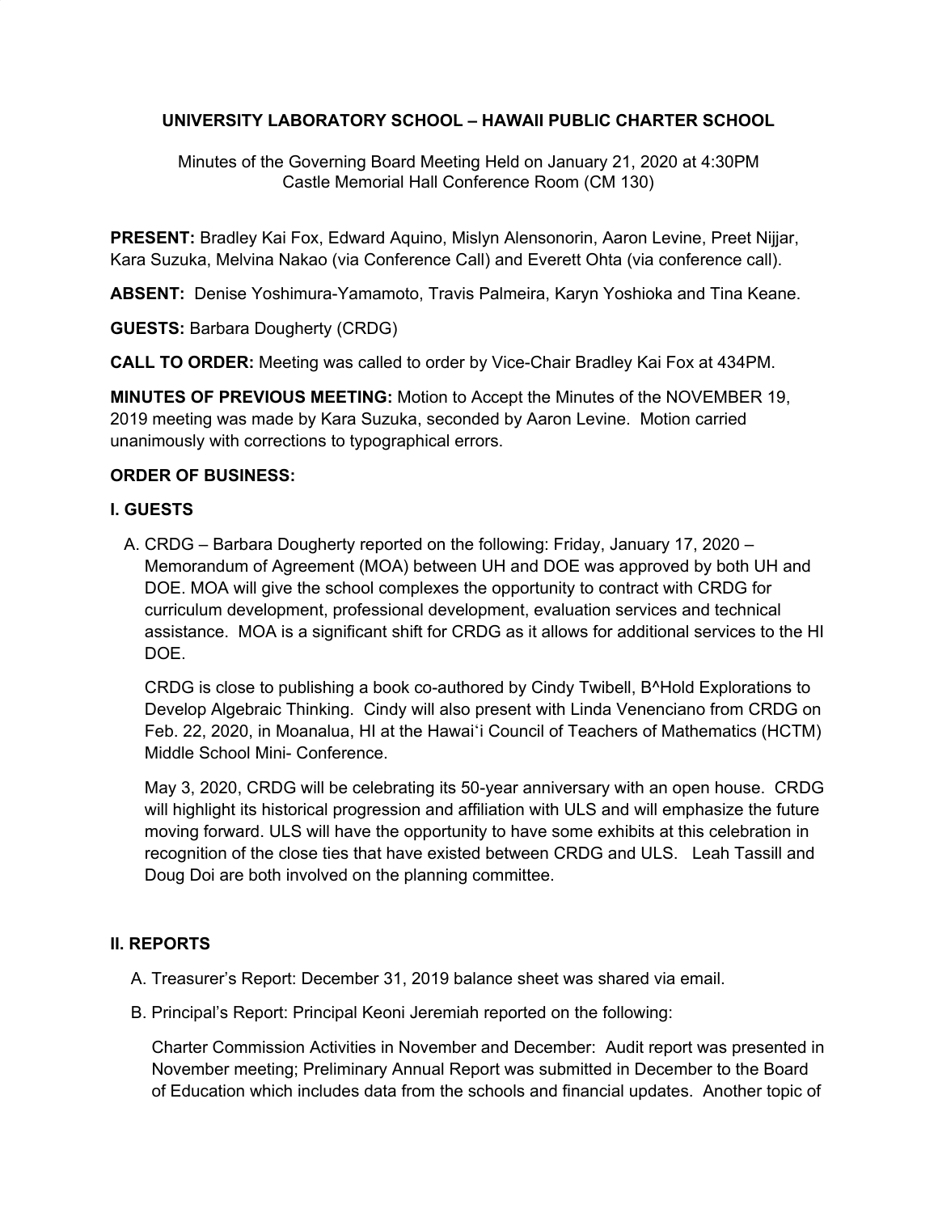# UNIVERSITY LABORATORY SCHOOL – HAWAII PUBLIC CHARTER SCHOOL

Minutes of the Governing Board Meeting Held on January 21, 2020 at 4:30PM
Castle Memorial Hall Conference Room (CM 130)

**PRESENT:** Bradley Kai Fox, Edward Aquino, Mislyn Alensonorin, Aaron Levine, Preet Nijjar, Kara Suzuka, Melvina Nakao (via Conference Call) and Everett Ohta (via conference call).

**ABSENT:** Denise Yoshimura-Yamamoto, Travis Palmeira, Karyn Yoshioka and Tina Keane.

**GUESTS:** Barbara Dougherty (CRDG)

**CALL TO ORDER:** Meeting was called to order by Vice-Chair Bradley Kai Fox at 434PM.

**MINUTES OF PREVIOUS MEETING:** Motion to Accept the Minutes of the NOVEMBER 19, 2019 meeting was made by Kara Suzuka, seconded by Aaron Levine. Motion carried unanimously with corrections to typographical errors.

**ORDER OF BUSINESS:**

**I. GUESTS**

A. CRDG – Barbara Dougherty reported on the following: Friday, January 17, 2020 – Memorandum of Agreement (MOA) between UH and DOE was approved by both UH and DOE. MOA will give the school complexes the opportunity to contract with CRDG for curriculum development, professional development, evaluation services and technical assistance. MOA is a significant shift for CRDG as it allows for additional services to the HI DOE.

   CRDG is close to publishing a book co-authored by Cindy Twibell, B^Hold Explorations to Develop Algebraic Thinking. Cindy will also present with Linda Venenciano from CRDG on Feb. 22, 2020, in Moanalua, HI at the Hawaiʻi Council of Teachers of Mathematics (HCTM) Middle School Mini- Conference.

   May 3, 2020, CRDG will be celebrating its 50-year anniversary with an open house. CRDG will highlight its historical progression and affiliation with ULS and will emphasize the future moving forward. ULS will have the opportunity to have some exhibits at this celebration in recognition of the close ties that have existed between CRDG and ULS. Leah Tassill and Doug Doi are both involved on the planning committee.

**II. REPORTS**

A. Treasurer's Report: December 31, 2019 balance sheet was shared via email.

B. Principal's Report: Principal Keoni Jeremiah reported on the following:

   Charter Commission Activities in November and December: Audit report was presented in November meeting; Preliminary Annual Report was submitted in December to the Board of Education which includes data from the schools and financial updates. Another topic of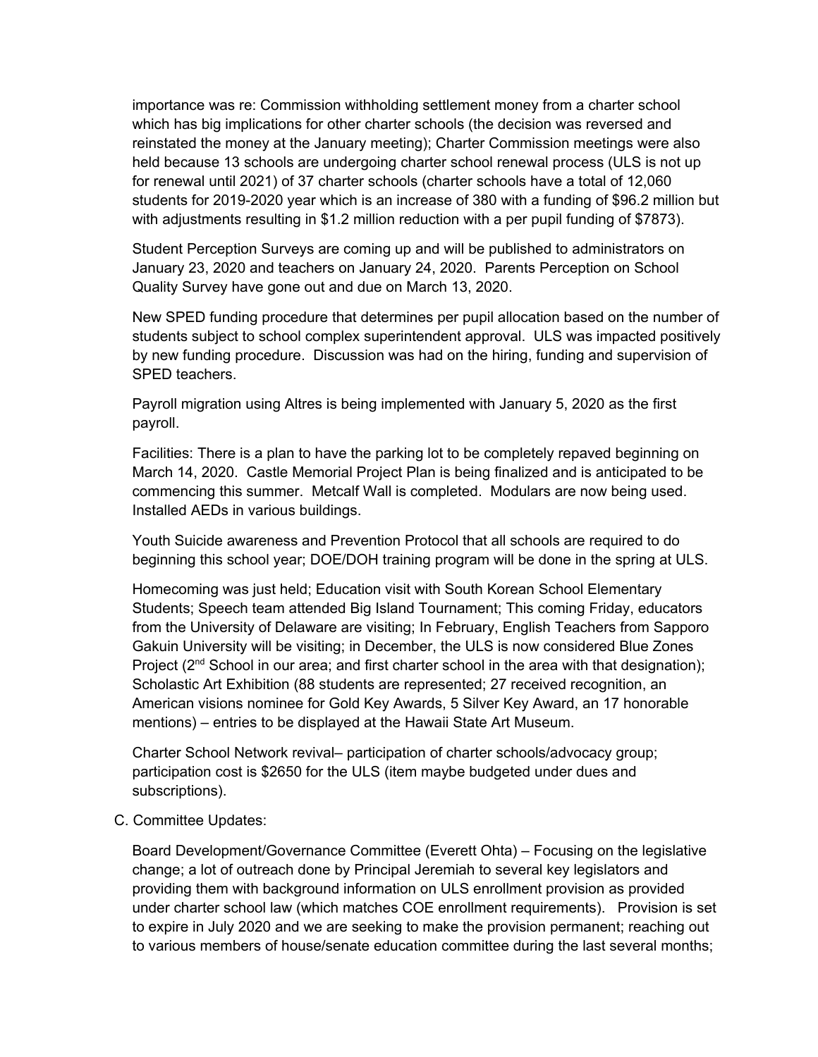importance was re: Commission withholding settlement money from a charter school which has big implications for other charter schools (the decision was reversed and reinstated the money at the January meeting); Charter Commission meetings were also held because 13 schools are undergoing charter school renewal process (ULS is not up for renewal until 2021) of 37 charter schools (charter schools have a total of 12,060 students for 2019-2020 year which is an increase of 380 with a funding of $96.2 million but with adjustments resulting in $1.2 million reduction with a per pupil funding of $7873).

Student Perception Surveys are coming up and will be published to administrators on January 23, 2020 and teachers on January 24, 2020. Parents Perception on School Quality Survey have gone out and due on March 13, 2020.

New SPED funding procedure that determines per pupil allocation based on the number of students subject to school complex superintendent approval. ULS was impacted positively by new funding procedure. Discussion was had on the hiring, funding and supervision of SPED teachers.

Payroll migration using Altres is being implemented with January 5, 2020 as the first payroll.

Facilities: There is a plan to have the parking lot to be completely repaved beginning on March 14, 2020. Castle Memorial Project Plan is being finalized and is anticipated to be commencing this summer. Metcalf Wall is completed. Modulars are now being used. Installed AEDs in various buildings.

Youth Suicide awareness and Prevention Protocol that all schools are required to do beginning this school year; DOE/DOH training program will be done in the spring at ULS.

Homecoming was just held; Education visit with South Korean School Elementary Students; Speech team attended Big Island Tournament; This coming Friday, educators from the University of Delaware are visiting; In February, English Teachers from Sapporo Gakuin University will be visiting; in December, the ULS is now considered Blue Zones Project (2nd School in our area; and first charter school in the area with that designation); Scholastic Art Exhibition (88 students are represented; 27 received recognition, an American visions nominee for Gold Key Awards, 5 Silver Key Award, an 17 honorable mentions) – entries to be displayed at the Hawaii State Art Museum.

Charter School Network revival– participation of charter schools/advocacy group; participation cost is $2650 for the ULS (item maybe budgeted under dues and subscriptions).

C. Committee Updates:

Board Development/Governance Committee (Everett Ohta) – Focusing on the legislative change; a lot of outreach done by Principal Jeremiah to several key legislators and providing them with background information on ULS enrollment provision as provided under charter school law (which matches COE enrollment requirements). Provision is set to expire in July 2020 and we are seeking to make the provision permanent; reaching out to various members of house/senate education committee during the last several months;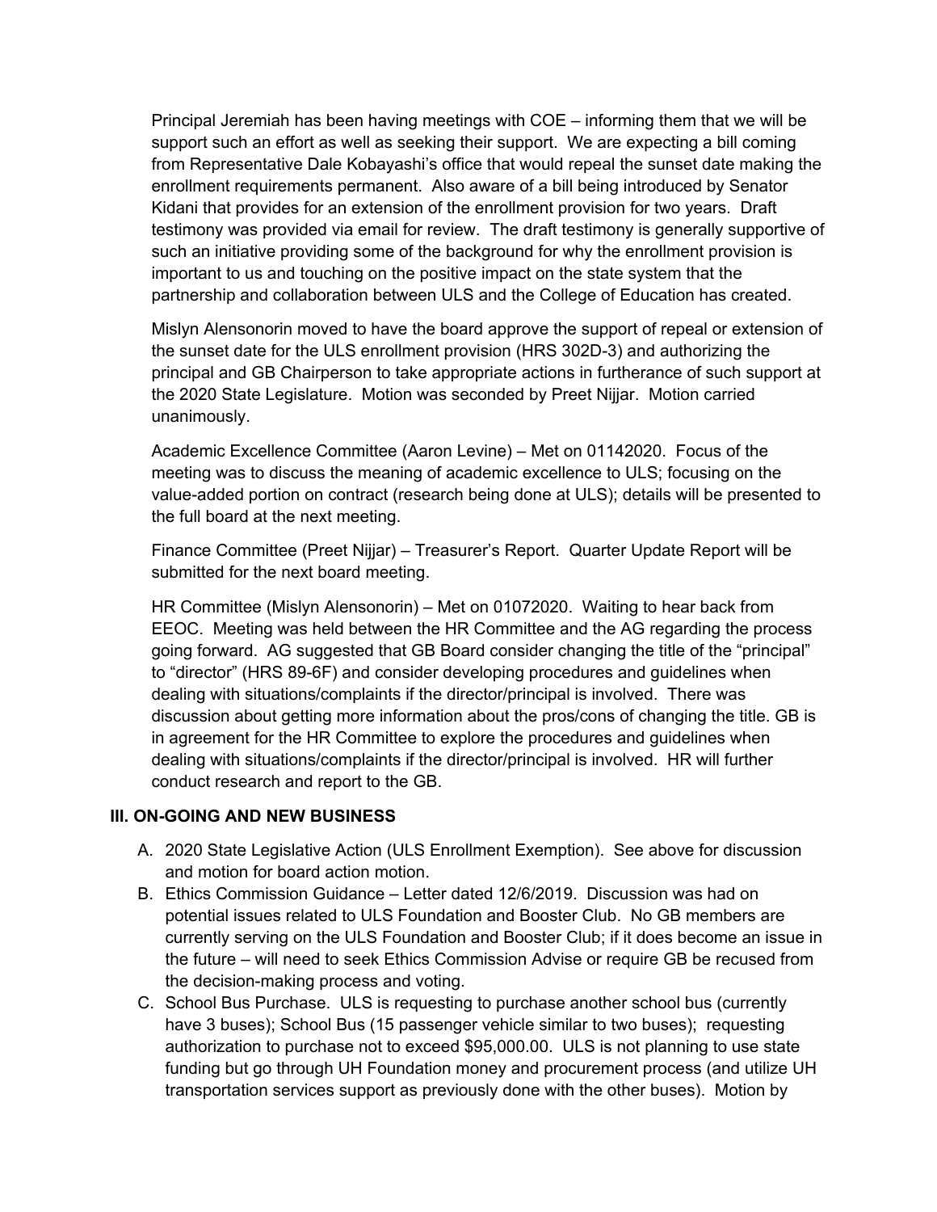Principal Jeremiah has been having meetings with COE – informing them that we will be support such an effort as well as seeking their support. We are expecting a bill coming from Representative Dale Kobayashi's office that would repeal the sunset date making the enrollment requirements permanent. Also aware of a bill being introduced by Senator Kidani that provides for an extension of the enrollment provision for two years. Draft testimony was provided via email for review. The draft testimony is generally supportive of such an initiative providing some of the background for why the enrollment provision is important to us and touching on the positive impact on the state system that the partnership and collaboration between ULS and the College of Education has created.

Mislyn Alensonorin moved to have the board approve the support of repeal or extension of the sunset date for the ULS enrollment provision (HRS 302D-3) and authorizing the principal and GB Chairperson to take appropriate actions in furtherance of such support at the 2020 State Legislature. Motion was seconded by Preet Nijjar. Motion carried unanimously.

Academic Excellence Committee (Aaron Levine) – Met on 01142020. Focus of the meeting was to discuss the meaning of academic excellence to ULS; focusing on the value-added portion on contract (research being done at ULS); details will be presented to the full board at the next meeting.

Finance Committee (Preet Nijjar) – Treasurer's Report. Quarter Update Report will be submitted for the next board meeting.

HR Committee (Mislyn Alensonorin) – Met on 01072020. Waiting to hear back from EEOC. Meeting was held between the HR Committee and the AG regarding the process going forward. AG suggested that GB Board consider changing the title of the "principal" to "director" (HRS 89-6F) and consider developing procedures and guidelines when dealing with situations/complaints if the director/principal is involved. There was discussion about getting more information about the pros/cons of changing the title. GB is in agreement for the HR Committee to explore the procedures and guidelines when dealing with situations/complaints if the director/principal is involved. HR will further conduct research and report to the GB.

## III. ON-GOING AND NEW BUSINESS

A. 2020 State Legislative Action (ULS Enrollment Exemption). See above for discussion and motion for board action motion.

B. Ethics Commission Guidance – Letter dated 12/6/2019. Discussion was had on potential issues related to ULS Foundation and Booster Club. No GB members are currently serving on the ULS Foundation and Booster Club; if it does become an issue in the future – will need to seek Ethics Commission Advise or require GB be recused from the decision-making process and voting.

C. School Bus Purchase. ULS is requesting to purchase another school bus (currently have 3 buses); School Bus (15 passenger vehicle similar to two buses); requesting authorization to purchase not to exceed $95,000.00. ULS is not planning to use state funding but go through UH Foundation money and procurement process (and utilize UH transportation services support as previously done with the other buses). Motion by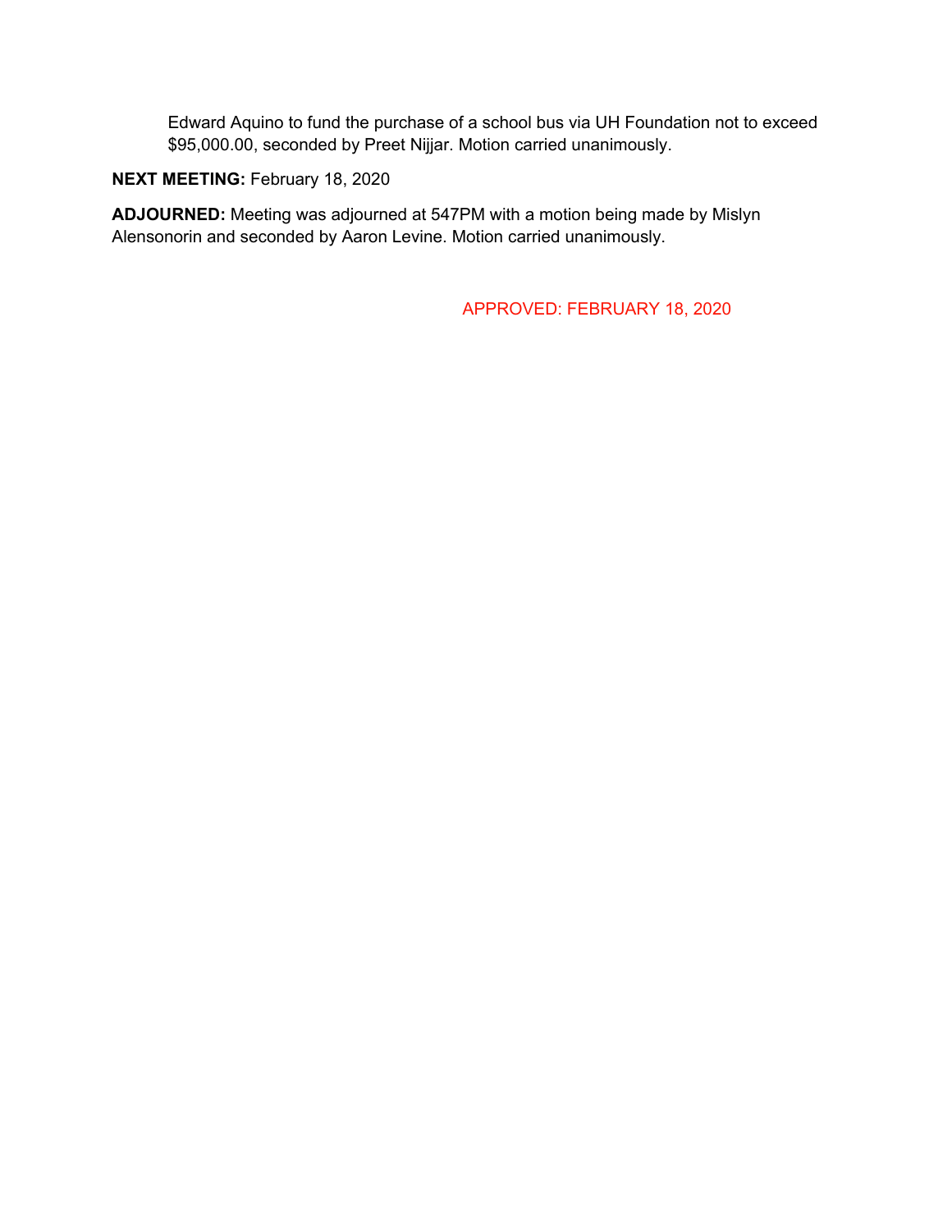Edward Aquino to fund the purchase of a school bus via UH Foundation not to exceed $95,000.00, seconded by Preet Nijjar. Motion carried unanimously.

**NEXT MEETING:** February 18, 2020

**ADJOURNED:** Meeting was adjourned at 547PM with a motion being made by Mislyn Alensonorin and seconded by Aaron Levine. Motion carried unanimously.

APPROVED: FEBRUARY 18, 2020